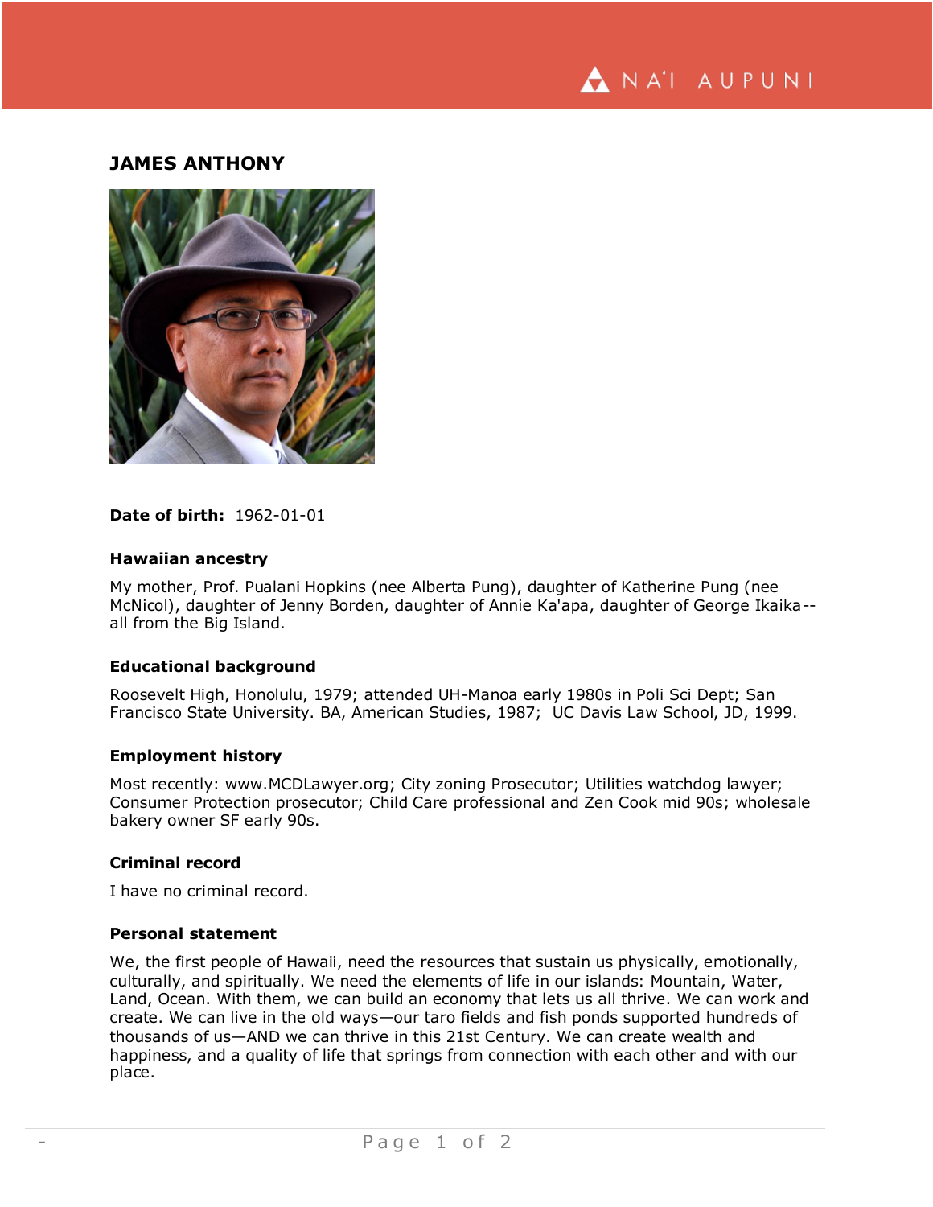# JAMES ANTHONY

**Date of birth:** 1962-01-01

### Hawaiian ancestry

My mother, Prof. Pualani Hopkins (nee Alberta Pung), daughter of Katherine Pung (nee McNicol), daughter of Jenny Borden, daughter of Annie Ka'apa, daughter of George Ikaika--all from the Big Island.

### Educational background

Roosevelt High, Honolulu, 1979; attended UH-Manoa early 1980s in Poli Sci Dept; San Francisco State University. BA, American Studies, 1987; UC Davis Law School, JD, 1999.

### Employment history

Most recently: www.MCDLawyer.org; City zoning Prosecutor; Utilities watchdog lawyer; Consumer Protection prosecutor; Child Care professional and Zen Cook mid 90s; wholesale bakery owner SF early 90s.

### Criminal record

I have no criminal record.

### Personal statement

We, the first people of Hawaii, need the resources that sustain us physically, emotionally, culturally, and spiritually. We need the elements of life in our islands: Mountain, Water, Land, Ocean. With them, we can build an economy that lets us all thrive. We can work and create. We can live in the old ways—our taro fields and fish ponds supported hundreds of thousands of us—AND we can thrive in this 21st Century. We can create wealth and happiness, and a quality of life that springs from connection with each other and with our place.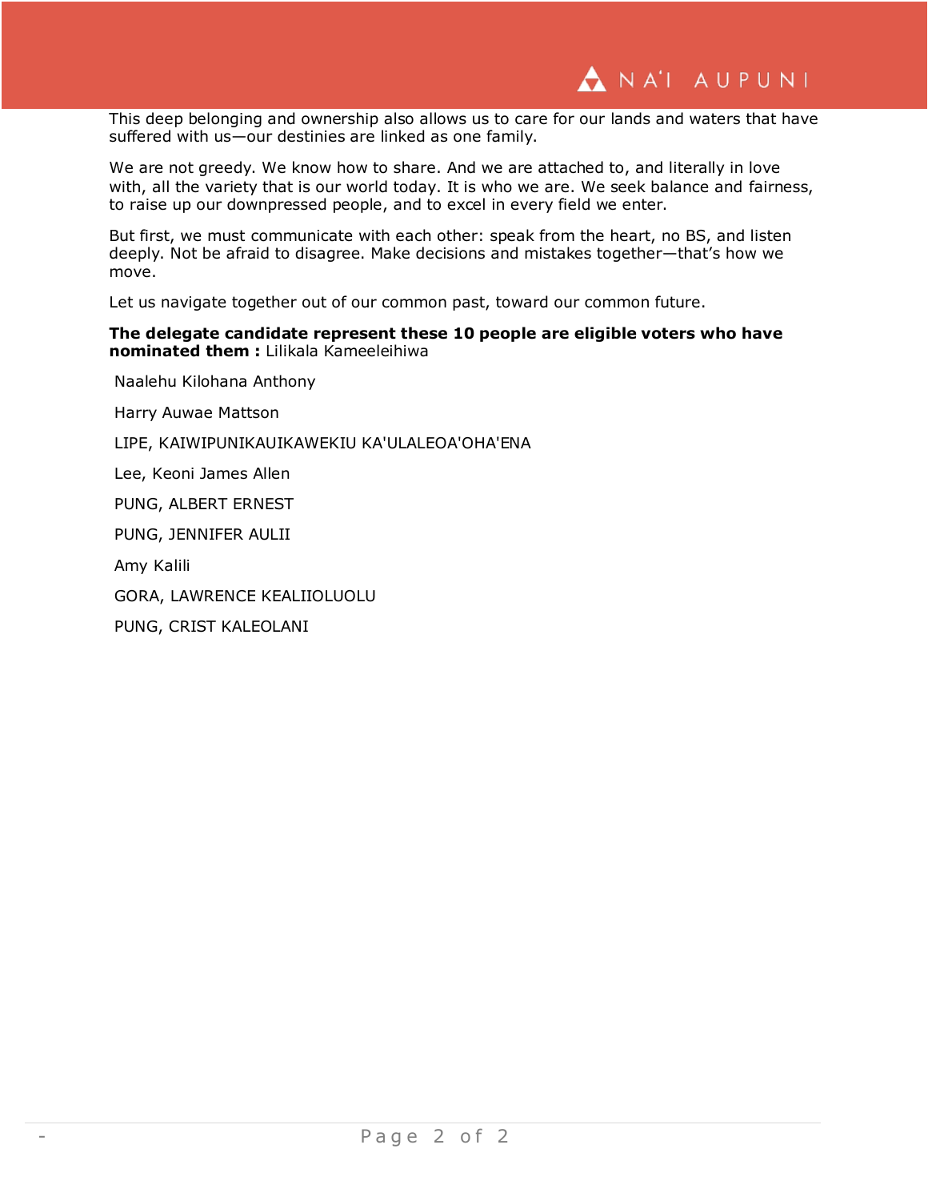This deep belonging and ownership also allows us to care for our lands and waters that have suffered with us—our destinies are linked as one family.

We are not greedy. We know how to share. And we are attached to, and literally in love with, all the variety that is our world today. It is who we are. We seek balance and fairness, to raise up our downpressed people, and to excel in every field we enter.

But first, we must communicate with each other: speak from the heart, no BS, and listen deeply. Not be afraid to disagree. Make decisions and mistakes together—that's how we move.

Let us navigate together out of our common past, toward our common future.

**The delegate candidate represent these 10 people are eligible voters who have nominated them :** Lilikala Kameeleihiwa

Naalehu Kilohana Anthony

Harry Auwae Mattson

LIPE, KAIWIPUNIKAUIKAWEKIU KA'ULALEOA'OHA'ENA

Lee, Keoni James Allen

PUNG, ALBERT ERNEST

PUNG, JENNIFER AULII

Amy Kalili

GORA, LAWRENCE KEALIIOLUOLU

PUNG, CRIST KALEOLANI